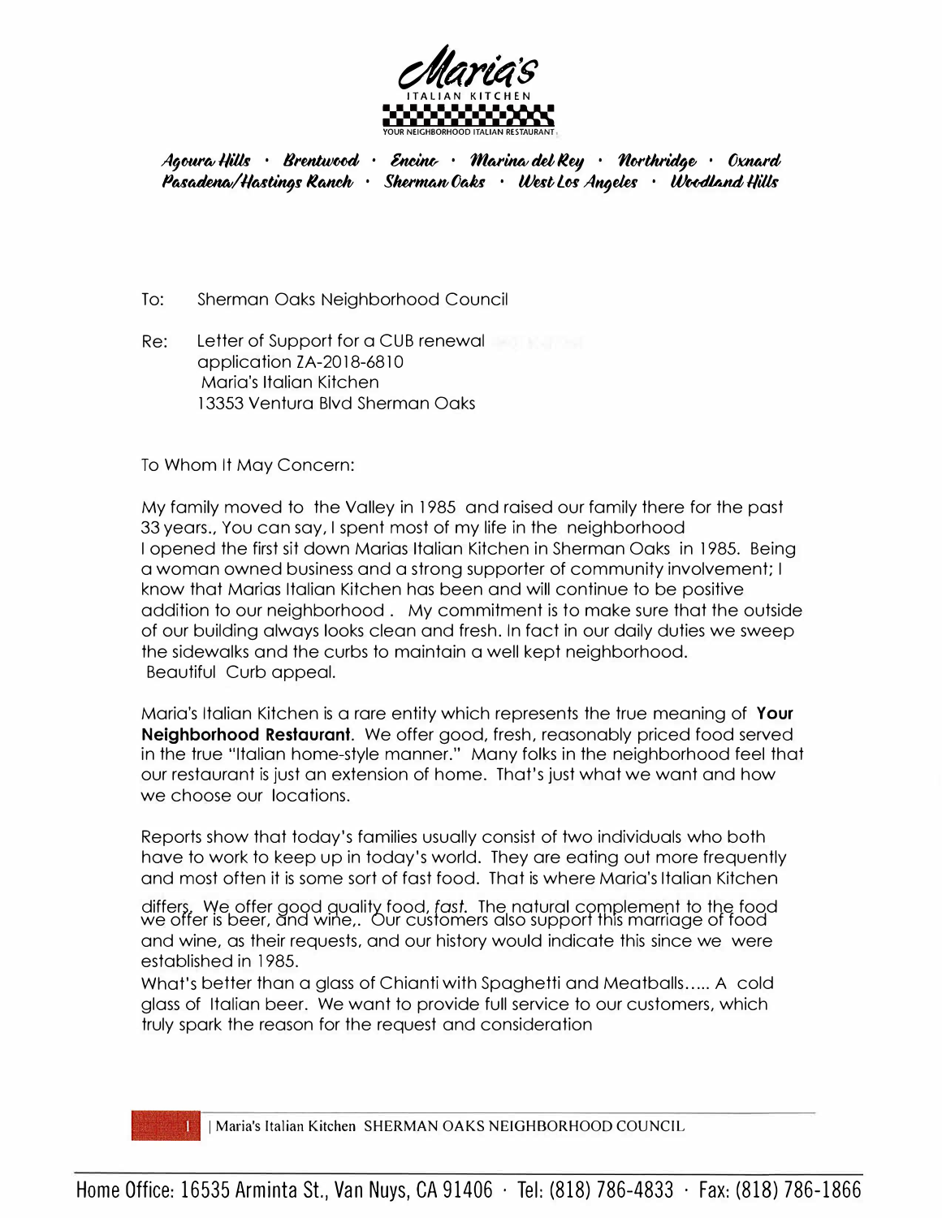# Maria's

ITALIAN KITCHEN

YOUR NEIGHBORHOOD ITALIAN RESTAURANT

*Agoura Hills · Brentwood · Encino · Marina del Rey · Northridge · Oxnard*
*Pasadena/Hastings Ranch · Sherman Oaks · West Los Angeles · Woodland Hills*

To: Sherman Oaks Neighborhood Council

Re: Letter of Support for a CUB renewal
application ZA-2018-6810
Maria's Italian Kitchen
13353 Ventura Blvd Sherman Oaks

To Whom It May Concern:

My family moved to the Valley in 1985 and raised our family there for the past 33 years., You can say, I spent most of my life in the neighborhood
I opened the first sit down Marias Italian Kitchen in Sherman Oaks in 1985. Being a woman owned business and a strong supporter of community involvement; I know that Marias Italian Kitchen has been and will continue to be positive addition to our neighborhood . My commitment is to make sure that the outside of our building always looks clean and fresh. In fact in our daily duties we sweep the sidewalks and the curbs to maintain a well kept neighborhood.
Beautiful Curb appeal.

Maria's Italian Kitchen is a rare entity which represents the true meaning of **Your Neighborhood Restaurant**. We offer good, fresh, reasonably priced food served in the true "Italian home-style manner." Many folks in the neighborhood feel that our restaurant is just an extension of home. That's just what we want and how we choose our locations.

Reports show that today's families usually consist of two individuals who both have to work to keep up in today's world. They are eating out more frequently and most often it is some sort of fast food. That is where Maria's Italian Kitchen differs. We offer good quality food, *fast*. The natural complement to the food we offer is beer, and wine,. Our customers also support this marriage of food and wine, as their requests, and our history would indicate this since we were established in 1985.
What's better than a glass of Chianti with Spaghetti and Meatballs..... A cold glass of Italian beer. We want to provide full service to our customers, which truly spark the reason for the request and consideration

Home Office: 16535 Arminta St., Van Nuys, CA 91406 · Tel: (818) 786-4833 · Fax: (818) 786-1866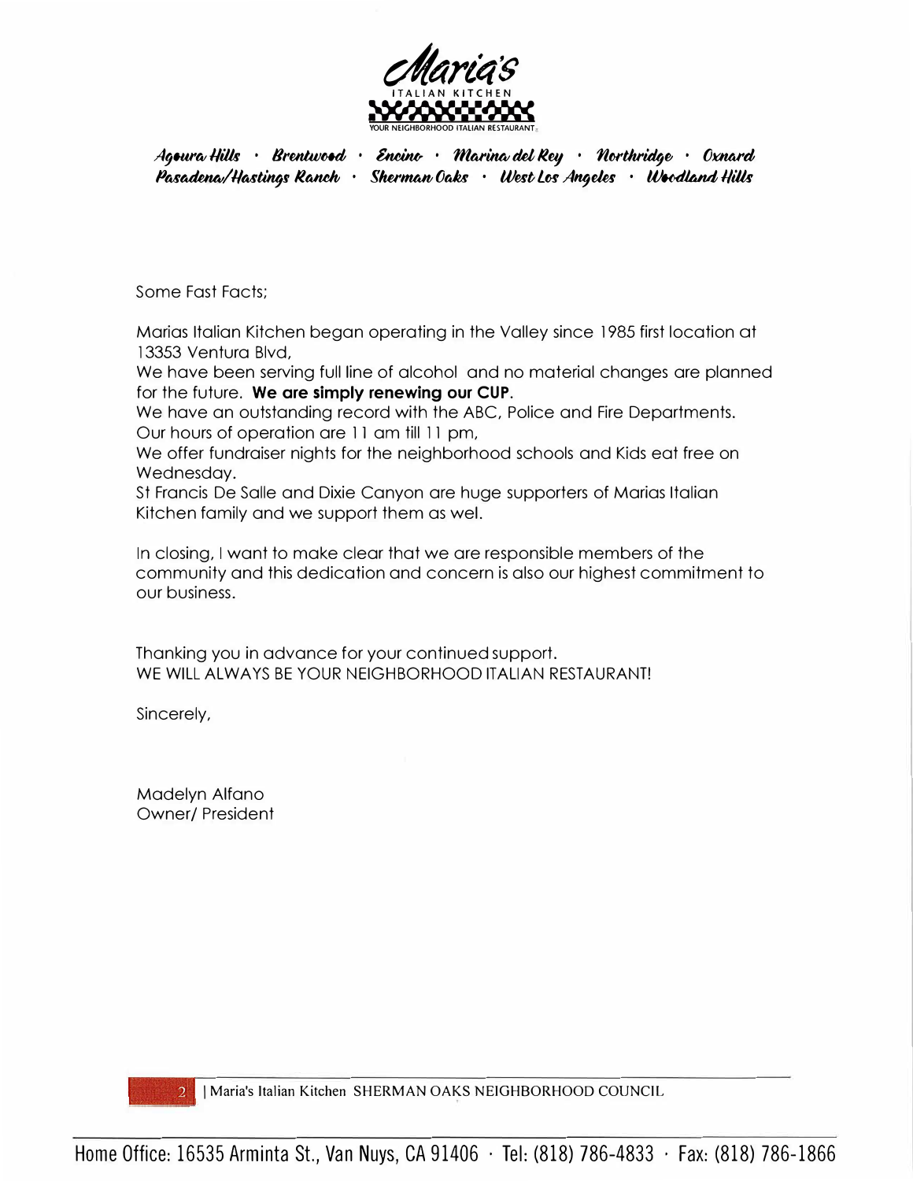**Maria's**
ITALIAN KITCHEN
YOUR NEIGHBORHOOD ITALIAN RESTAURANT

*Agoura Hills · Brentwood · Encino · Marina del Rey · Northridge · Oxnard*
*Pasadena/Hastings Ranch · Sherman Oaks · West Los Angeles · Woodland Hills*

Some Fast Facts;

Marias Italian Kitchen began operating in the Valley since 1985 first location at 13353 Ventura Blvd,
We have been serving full line of alcohol and no material changes are planned for the future. **We are simply renewing our CUP**.
We have an outstanding record with the ABC, Police and Fire Departments.
Our hours of operation are 11 am till 11 pm,
We offer fundraiser nights for the neighborhood schools and Kids eat free on Wednesday.
St Francis De Salle and Dixie Canyon are huge supporters of Marias Italian Kitchen family and we support them as wel.

In closing, I want to make clear that we are responsible members of the community and this dedication and concern is also our highest commitment to our business.

Thanking you in advance for your continued support.
WE WILL ALWAYS BE YOUR NEIGHBORHOOD ITALIAN RESTAURANT!

Sincerely,

Madelyn Alfano
Owner/ President

Home Office: 16535 Arminta St., Van Nuys, CA 91406 · Tel: (818) 786-4833 · Fax: (818) 786-1866